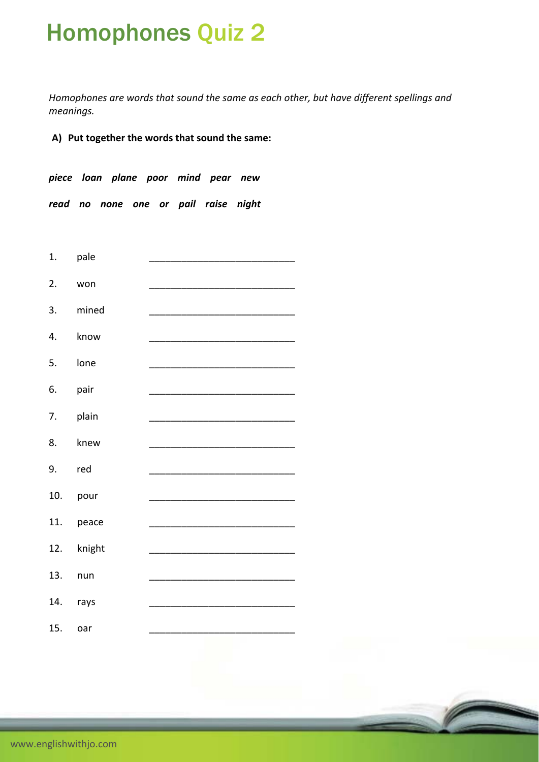# Homophones Quiz 2

*Homophones are words that sound the same as each other, but have different spellings and meanings.*

**A) Put together the words that sound the same:**

***piece loan plane poor mind pear new***

***read no none one or pail raise night***

1. pale ___________________________
2. won ___________________________
3. mined ___________________________
4. know ___________________________
5. lone ___________________________
6. pair ___________________________
7. plain ___________________________
8. knew ___________________________
9. red ___________________________
10. pour ___________________________
11. peace ___________________________
12. knight ___________________________
13. nun ___________________________
14. rays ___________________________
15. oar ___________________________

www.englishwithjo.com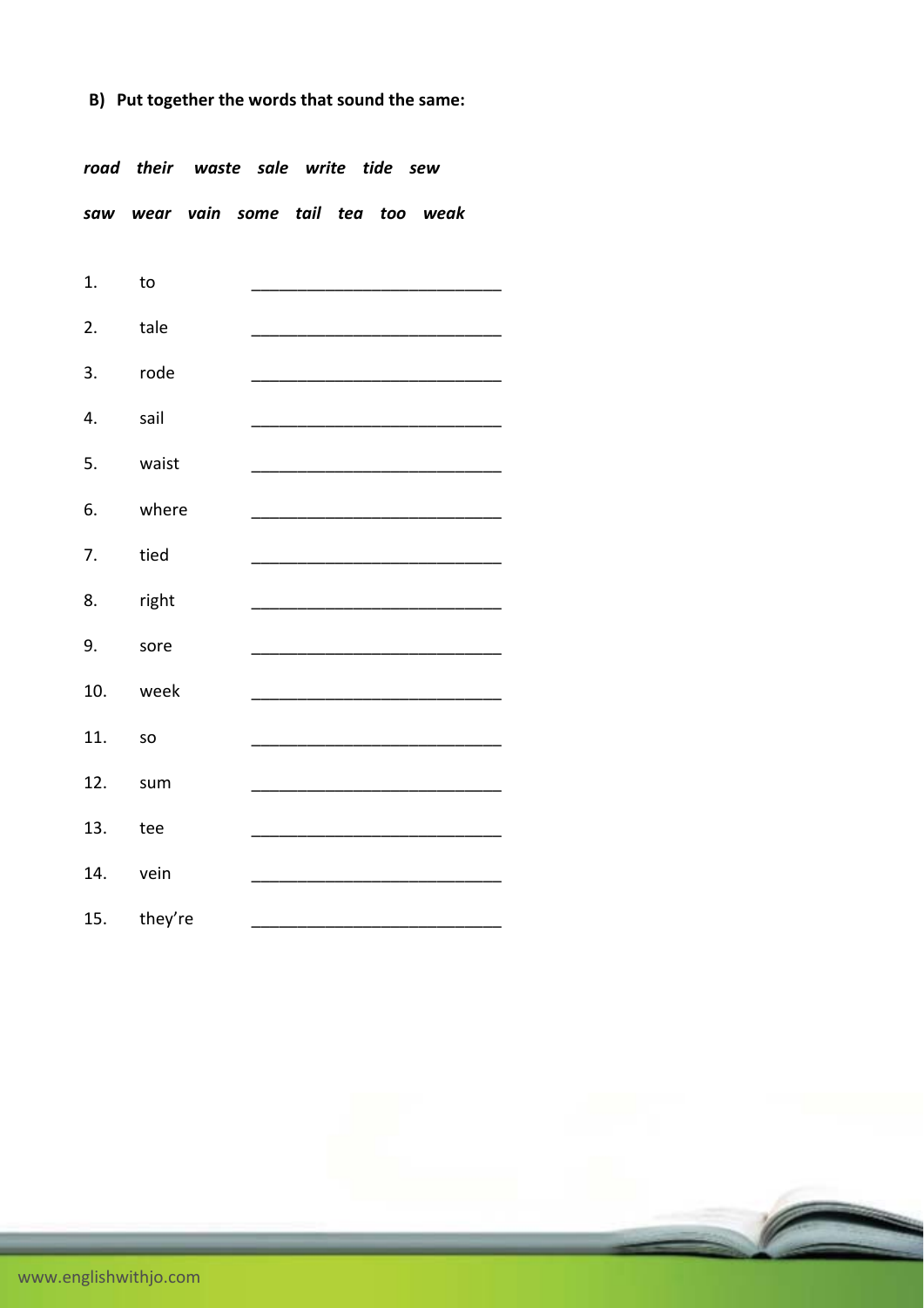**B) Put together the words that sound the same:**

***road their waste sale write tide sew***

***saw wear vain some tail tea too weak***

1. to ___________________________
2. tale ___________________________
3. rode ___________________________
4. sail ___________________________
5. waist ___________________________
6. where ___________________________
7. tied ___________________________
8. right ___________________________
9. sore ___________________________
10. week ___________________________
11. so ___________________________
12. sum ___________________________
13. tee ___________________________
14. vein ___________________________
15. they're ___________________________

www.englishwithjo.com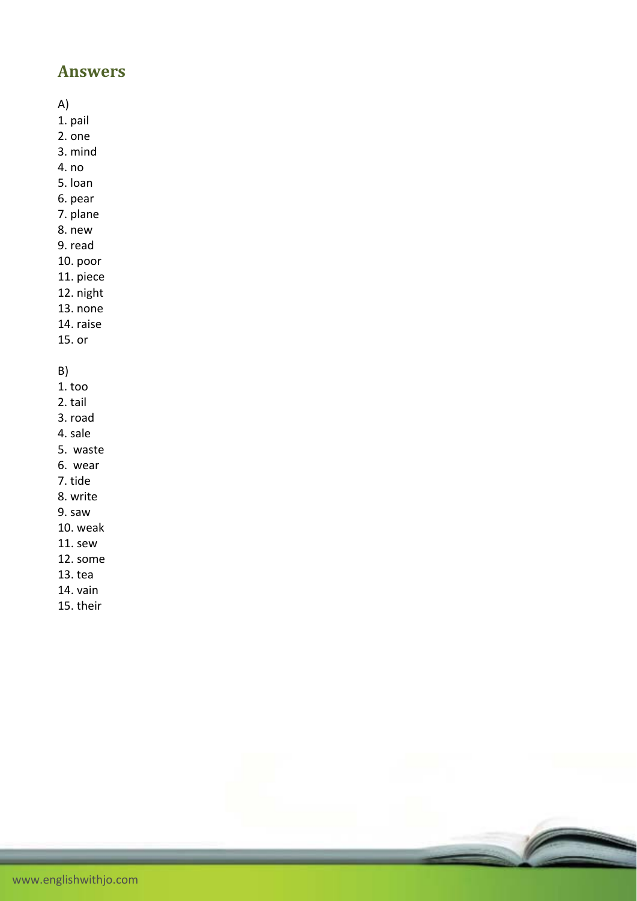## Answers

A)

1. pail
2. one
3. mind
4. no
5. loan
6. pear
7. plane
8. new
9. read
10. poor
11. piece
12. night
13. none
14. raise
15. or

B)

1. too
2. tail
3. road
4. sale
5. waste
6. wear
7. tide
8. write
9. saw
10. weak
11. sew
12. some
13. tea
14. vain
15. their